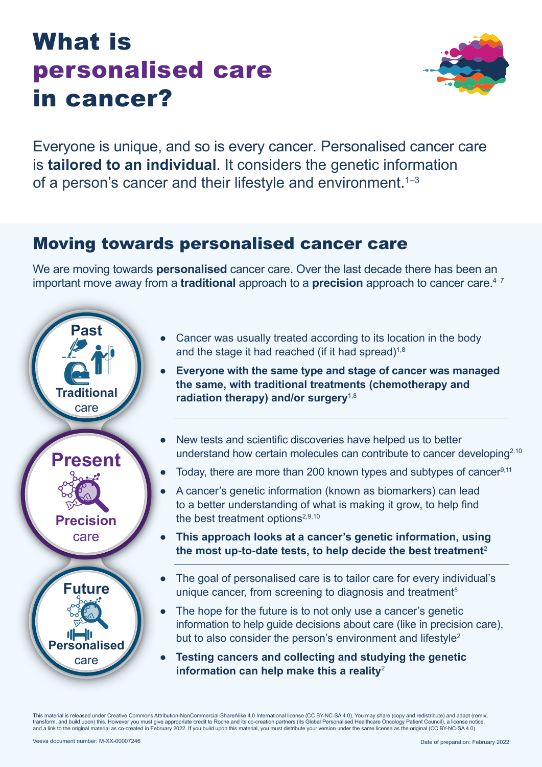# What is personalised care in cancer?

Everyone is unique, and so is every cancer. Personalised cancer care is **tailored to an individual**. It considers the genetic information of a person's cancer and their lifestyle and environment.[1–3]

## Moving towards personalised cancer care

We are moving towards **personalised** cancer care. Over the last decade there has been an important move away from a **traditional** approach to a **precision** approach to cancer care.[4–7]

### Past – Traditional care

- Cancer was usually treated according to its location in the body and the stage it had reached (if it had spread)[1,8]
- **Everyone with the same type and stage of cancer was managed the same, with traditional treatments (chemotherapy and radiation therapy) and/or surgery**[1,8]

### Present – Precision care

- New tests and scientific discoveries have helped us to better understand how certain molecules can contribute to cancer developing[2,10]
- Today, there are more than 200 known types and subtypes of cancer[9,11]
- A cancer's genetic information (known as biomarkers) can lead to a better understanding of what is making it grow, to help find the best treatment options[2,9,10]
- **This approach looks at a cancer's genetic information, using the most up-to-date tests, to help decide the best treatment**[2]

### Future – Personalised care

- The goal of personalised care is to tailor care for every individual's unique cancer, from screening to diagnosis and treatment[5]
- The hope for the future is to not only use a cancer's genetic information to help guide decisions about care (like in precision care), but to also consider the person's environment and lifestyle[2]
- **Testing cancers and collecting and studying the genetic information can help make this a reality**[2]

This material is released under Creative Commons Attribution-NonCommercial-ShareAlike 4.0 International license (CC BY-NC-SA 4.0). You may share (copy and redistribute) and adapt (remix, transform, and build upon) this. However you must give appropriate credit to Roche and its co-creation partners (its Global Personalised Healthcare Oncology Patient Council), a license notice, and a link to the original material as co-created in February 2022. If you build upon this material, you must distribute your version under the same license as the original (CC BY-NC-SA 4.0).

Veeva document number: M-XX-00007246

Date of preparation: February 2022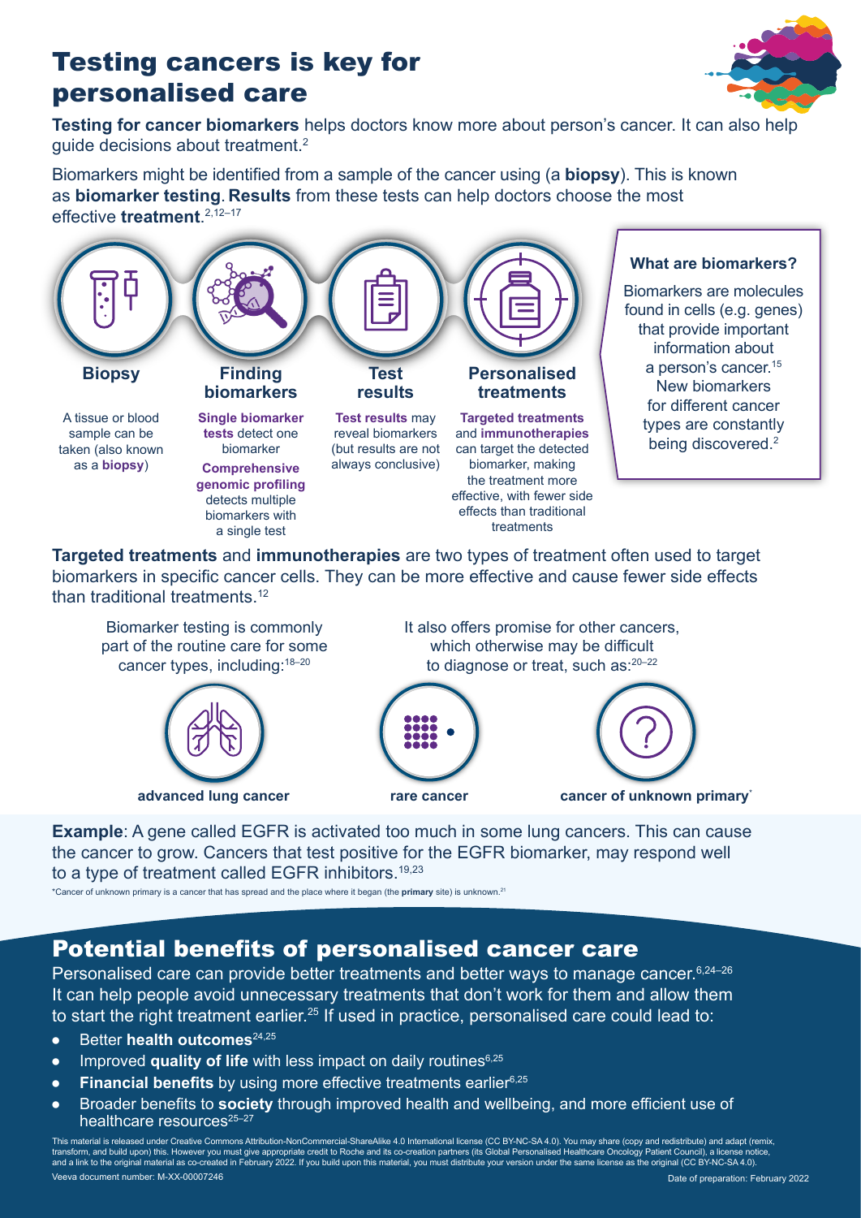# Testing cancers is key for personalised care

**Testing for cancer biomarkers** helps doctors know more about person's cancer. It can also help guide decisions about treatment.[2]

Biomarkers might be identified from a sample of the cancer using (a **biopsy**). This is known as **biomarker testing**. **Results** from these tests can help doctors choose the most effective **treatment**.[2,12–17]

### Biopsy

A tissue or blood sample can be taken (also known as a **biopsy**)

### Finding biomarkers

**Single biomarker tests** detect one biomarker

**Comprehensive genomic profiling** detects multiple biomarkers with a single test

### Test results

**Test results** may reveal biomarkers (but results are not always conclusive)

### Personalised treatments

**Targeted treatments** and **immunotherapies** can target the detected biomarker, making the treatment more effective, with fewer side effects than traditional treatments

### What are biomarkers?

Biomarkers are molecules found in cells (e.g. genes) that provide important information about a person's cancer.[15] New biomarkers for different cancer types are constantly being discovered.[2]

**Targeted treatments** and **immunotherapies** are two types of treatment often used to target biomarkers in specific cancer cells. They can be more effective and cause fewer side effects than traditional treatments.[12]

Biomarker testing is commonly part of the routine care for some cancer types, including:[18–20]

- **advanced lung cancer**

It also offers promise for other cancers, which otherwise may be difficult to diagnose or treat, such as:[20–22]

- **rare cancer**
- **cancer of unknown primary***

**Example**: A gene called EGFR is activated too much in some lung cancers. This can cause the cancer to grow. Cancers that test positive for the EGFR biomarker, may respond well to a type of treatment called EGFR inhibitors.[19,23]

*Cancer of unknown primary is a cancer that has spread and the place where it began (the **primary** site) is unknown.[21]

## Potential benefits of personalised cancer care

Personalised care can provide better treatments and better ways to manage cancer.[6,24–26] It can help people avoid unnecessary treatments that don't work for them and allow them to start the right treatment earlier.[25] If used in practice, personalised care could lead to:

- Better **health outcomes**[24,25]
- Improved **quality of life** with less impact on daily routines[6,25]
- **Financial benefits** by using more effective treatments earlier[6,25]
- Broader benefits to **society** through improved health and wellbeing, and more efficient use of healthcare resources[25–27]

This material is released under Creative Commons Attribution-NonCommercial-ShareAlike 4.0 International license (CC BY-NC-SA 4.0). You may share (copy and redistribute) and adapt (remix, transform, and build upon) this. However you must give appropriate credit to Roche and its co-creation partners (its Global Personalised Healthcare Oncology Patient Council), a license notice, and a link to the original material as co-created in February 2022. If you build upon this material, you must distribute your version under the same license as the original (CC BY-NC-SA 4.0).

Veeva document number: M-XX-00007246

Date of preparation: February 2022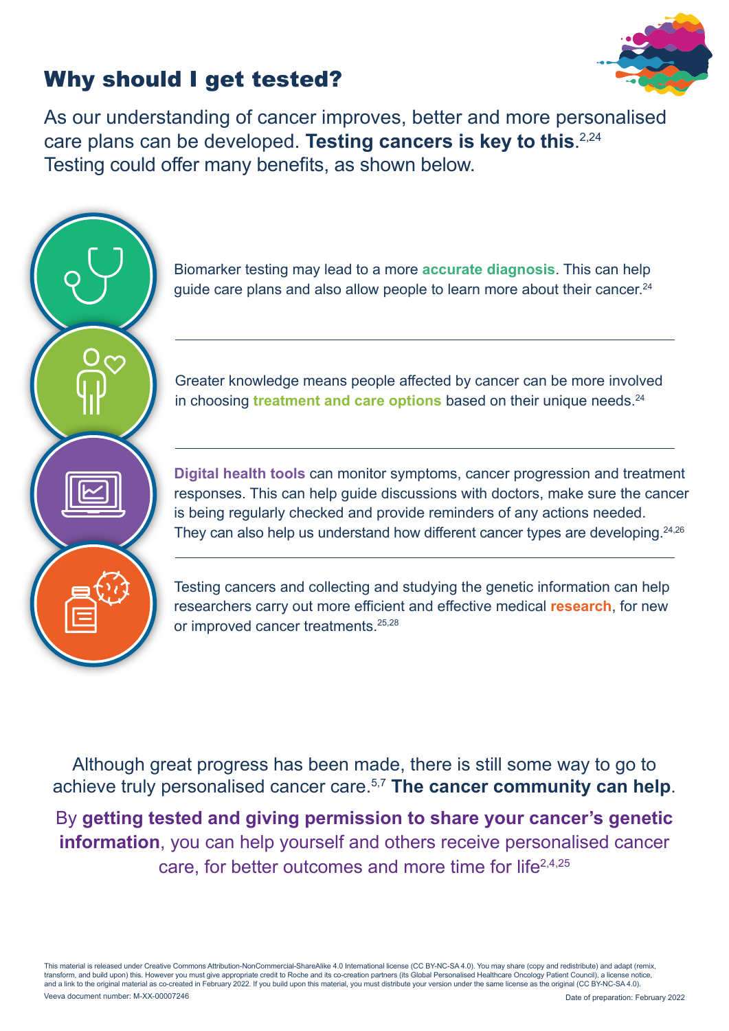# Why should I get tested?

As our understanding of cancer improves, better and more personalised care plans can be developed. **Testing cancers is key to this**.[2,24] Testing could offer many benefits, as shown below.

Biomarker testing may lead to a more **accurate diagnosis**. This can help guide care plans and also allow people to learn more about their cancer.[24]

---

Greater knowledge means people affected by cancer can be more involved in choosing **treatment and care options** based on their unique needs.[24]

---

**Digital health tools** can monitor symptoms, cancer progression and treatment responses. This can help guide discussions with doctors, make sure the cancer is being regularly checked and provide reminders of any actions needed. They can also help us understand how different cancer types are developing.[24,26]

---

Testing cancers and collecting and studying the genetic information can help researchers carry out more efficient and effective medical **research**, for new or improved cancer treatments.[25,28]

Although great progress has been made, there is still some way to go to achieve truly personalised cancer care.[5,7] **The cancer community can help**.

By **getting tested and giving permission to share your cancer's genetic information**, you can help yourself and others receive personalised cancer care, for better outcomes and more time for life[2,4,25]

This material is released under Creative Commons Attribution-NonCommercial-ShareAlike 4.0 International license (CC BY-NC-SA 4.0). You may share (copy and redistribute) and adapt (remix, transform, and build upon) this. However you must give appropriate credit to Roche and its co-creation partners (its Global Personalised Healthcare Oncology Patient Council), a license notice, and a link to the original material as co-created in February 2022. If you build upon this material, you must distribute your version under the same license as the original (CC BY-NC-SA 4.0).

Veeva document number: M-XX-00007246

Date of preparation: February 2022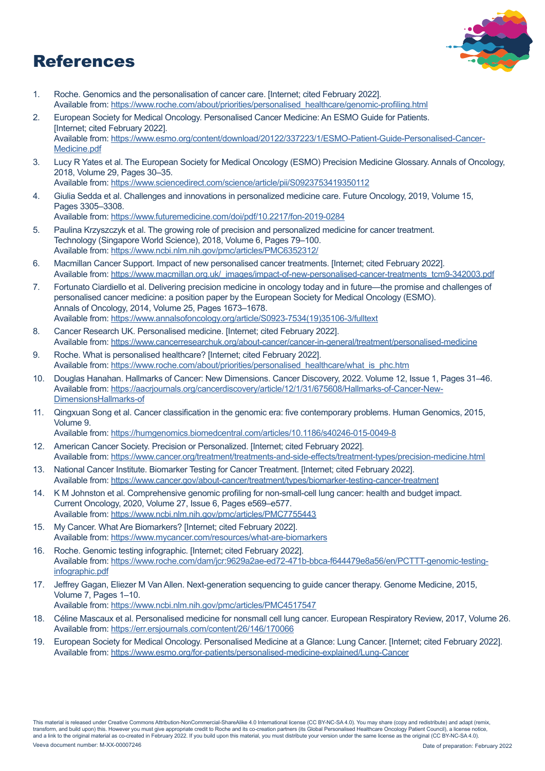# References

1. Roche. Genomics and the personalisation of cancer care. [Internet; cited February 2022]. Available from: https://www.roche.com/about/priorities/personalised_healthcare/genomic-profiling.html
2. European Society for Medical Oncology. Personalised Cancer Medicine: An ESMO Guide for Patients. [Internet; cited February 2022]. Available from: https://www.esmo.org/content/download/20122/337223/1/ESMO-Patient-Guide-Personalised-Cancer-Medicine.pdf
3. Lucy R Yates et al. The European Society for Medical Oncology (ESMO) Precision Medicine Glossary. Annals of Oncology, 2018, Volume 29, Pages 30–35. Available from: https://www.sciencedirect.com/science/article/pii/S0923753419350112
4. Giulia Sedda et al. Challenges and innovations in personalized medicine care. Future Oncology, 2019, Volume 15, Pages 3305–3308. Available from: https://www.futuremedicine.com/doi/pdf/10.2217/fon-2019-0284
5. Paulina Krzyszczyk et al. The growing role of precision and personalized medicine for cancer treatment. Technology (Singapore World Science), 2018, Volume 6, Pages 79–100. Available from: https://www.ncbi.nlm.nih.gov/pmc/articles/PMC6352312/
6. Macmillan Cancer Support. Impact of new personalised cancer treatments. [Internet; cited February 2022]. Available from: https://www.macmillan.org.uk/_images/impact-of-new-personalised-cancer-treatments_tcm9-342003.pdf
7. Fortunato Ciardiello et al. Delivering precision medicine in oncology today and in future—the promise and challenges of personalised cancer medicine: a position paper by the European Society for Medical Oncology (ESMO). Annals of Oncology, 2014, Volume 25, Pages 1673–1678. Available from: https://www.annalsofoncology.org/article/S0923-7534(19)35106-3/fulltext
8. Cancer Research UK. Personalised medicine. [Internet; cited February 2022]. Available from: https://www.cancerresearchuk.org/about-cancer/cancer-in-general/treatment/personalised-medicine
9. Roche. What is personalised healthcare? [Internet; cited February 2022]. Available from: https://www.roche.com/about/priorities/personalised_healthcare/what_is_phc.htm
10. Douglas Hanahan. Hallmarks of Cancer: New Dimensions. Cancer Discovery, 2022. Volume 12, Issue 1, Pages 31–46. Available from: https://aacrjournals.org/cancerdiscovery/article/12/1/31/675608/Hallmarks-of-Cancer-New-DimensionsHallmarks-of
11. Qingxuan Song et al. Cancer classification in the genomic era: five contemporary problems. Human Genomics, 2015, Volume 9. Available from: https://humgenomics.biomedcentral.com/articles/10.1186/s40246-015-0049-8
12. American Cancer Society. Precision or Personalized. [Internet; cited February 2022]. Available from: https://www.cancer.org/treatment/treatments-and-side-effects/treatment-types/precision-medicine.html
13. National Cancer Institute. Biomarker Testing for Cancer Treatment. [Internet; cited February 2022]. Available from: https://www.cancer.gov/about-cancer/treatment/types/biomarker-testing-cancer-treatment
14. K M Johnston et al. Comprehensive genomic profiling for non-small-cell lung cancer: health and budget impact. Current Oncology, 2020, Volume 27, Issue 6, Pages e569–e577. Available from: https://www.ncbi.nlm.nih.gov/pmc/articles/PMC7755443
15. My Cancer. What Are Biomarkers? [Internet; cited February 2022]. Available from: https://www.mycancer.com/resources/what-are-biomarkers
16. Roche. Genomic testing infographic. [Internet; cited February 2022]. Available from: https://www.roche.com/dam/jcr:9629a2ae-ed72-471b-bbca-f644479e8a56/en/PCTTT-genomic-testing-infographic.pdf
17. Jeffrey Gagan, Eliezer M Van Allen. Next-generation sequencing to guide cancer therapy. Genome Medicine, 2015, Volume 7, Pages 1–10. Available from: https://www.ncbi.nlm.nih.gov/pmc/articles/PMC4517547
18. Céline Mascaux et al. Personalised medicine for nonsmall cell lung cancer. European Respiratory Review, 2017, Volume 26. Available from: https://err.ersjournals.com/content/26/146/170066
19. European Society for Medical Oncology. Personalised Medicine at a Glance: Lung Cancer. [Internet; cited February 2022]. Available from: https://www.esmo.org/for-patients/personalised-medicine-explained/Lung-Cancer

This material is released under Creative Commons Attribution-NonCommercial-ShareAlike 4.0 International license (CC BY-NC-SA 4.0). You may share (copy and redistribute) and adapt (remix, transform, and build upon) this. However you must give appropriate credit to Roche and its co-creation partners (its Global Personalised Healthcare Oncology Patient Council), a license notice, and a link to the original material as co-created in February 2022. If you build upon this material, you must distribute your version under the same license as the original (CC BY-NC-SA 4.0).

Veeva document number: M-XX-00007246

Date of preparation: February 2022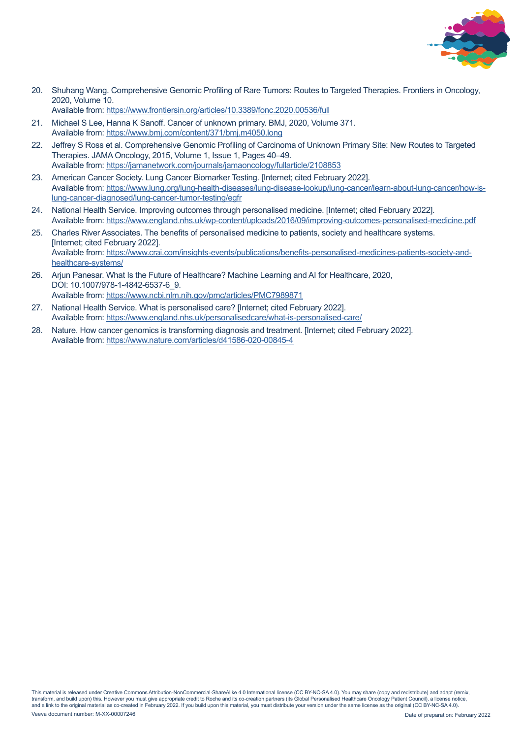20. Shuhang Wang. Comprehensive Genomic Profiling of Rare Tumors: Routes to Targeted Therapies. Frontiers in Oncology, 2020, Volume 10.
    Available from: https://www.frontiersin.org/articles/10.3389/fonc.2020.00536/full
21. Michael S Lee, Hanna K Sanoff. Cancer of unknown primary. BMJ, 2020, Volume 371.
    Available from: https://www.bmj.com/content/371/bmj.m4050.long
22. Jeffrey S Ross et al. Comprehensive Genomic Profiling of Carcinoma of Unknown Primary Site: New Routes to Targeted Therapies. JAMA Oncology, 2015, Volume 1, Issue 1, Pages 40–49.
    Available from: https://jamanetwork.com/journals/jamaoncology/fullarticle/2108853
23. American Cancer Society. Lung Cancer Biomarker Testing. [Internet; cited February 2022].
    Available from: https://www.lung.org/lung-health-diseases/lung-disease-lookup/lung-cancer/learn-about-lung-cancer/how-is-lung-cancer-diagnosed/lung-cancer-tumor-testing/egfr
24. National Health Service. Improving outcomes through personalised medicine. [Internet; cited February 2022].
    Available from: https://www.england.nhs.uk/wp-content/uploads/2016/09/improving-outcomes-personalised-medicine.pdf
25. Charles River Associates. The benefits of personalised medicine to patients, society and healthcare systems. [Internet; cited February 2022].
    Available from: https://www.crai.com/insights-events/publications/benefits-personalised-medicines-patients-society-and-healthcare-systems/
26. Arjun Panesar. What Is the Future of Healthcare? Machine Learning and AI for Healthcare, 2020, DOI: 10.1007/978-1-4842-6537-6_9.
    Available from: https://www.ncbi.nlm.nih.gov/pmc/articles/PMC7989871
27. National Health Service. What is personalised care? [Internet; cited February 2022].
    Available from: https://www.england.nhs.uk/personalisedcare/what-is-personalised-care/
28. Nature. How cancer genomics is transforming diagnosis and treatment. [Internet; cited February 2022].
    Available from: https://www.nature.com/articles/d41586-020-00845-4

This material is released under Creative Commons Attribution-NonCommercial-ShareAlike 4.0 International license (CC BY-NC-SA 4.0). You may share (copy and redistribute) and adapt (remix, transform, and build upon) this. However you must give appropriate credit to Roche and its co-creation partners (its Global Personalised Healthcare Oncology Patient Council), a license notice, and a link to the original material as co-created in February 2022. If you build upon this material, you must distribute your version under the same license as the original (CC BY-NC-SA 4.0).

Veeva document number: M-XX-00007246

Date of preparation: February 2022